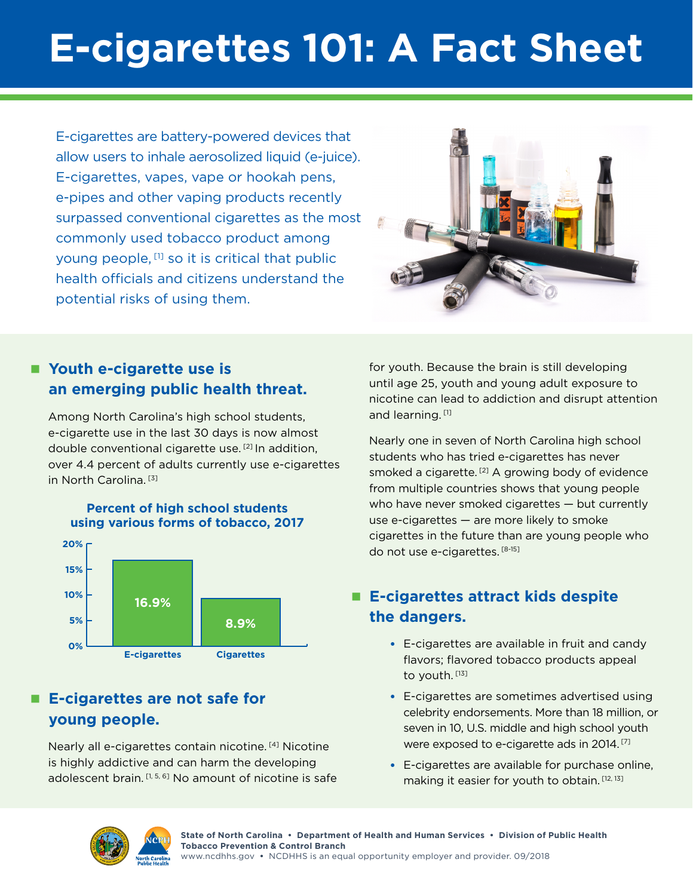# E-cigarettes 101: A Fact Sheet

E-cigarettes are battery-powered devices that allow users to inhale aerosolized liquid (e-juice). E-cigarettes, vapes, vape or hookah pens, e-pipes and other vaping products recently surpassed conventional cigarettes as the most commonly used tobacco product among young people,[1] so it is critical that public health officials and citizens understand the potential risks of using them.

## Youth e-cigarette use is an emerging public health threat.

Among North Carolina's high school students, e-cigarette use in the last 30 days is now almost double conventional cigarette use.[2] In addition, over 4.4 percent of adults currently use e-cigarettes in North Carolina.[3]

**Percent of high school students using various forms of tobacco, 2017**

| Product | Percent |
| --- | --- |
| E-cigarettes | 16.9% |
| Cigarettes | 8.9% |

## E-cigarettes are not safe for young people.

Nearly all e-cigarettes contain nicotine.[4] Nicotine is highly addictive and can harm the developing adolescent brain.[1, 5, 6] No amount of nicotine is safe for youth. Because the brain is still developing until age 25, youth and young adult exposure to nicotine can lead to addiction and disrupt attention and learning.[1]

Nearly one in seven of North Carolina high school students who has tried e-cigarettes has never smoked a cigarette.[2] A growing body of evidence from multiple countries shows that young people who have never smoked cigarettes — but currently use e-cigarettes — are more likely to smoke cigarettes in the future than are young people who do not use e-cigarettes.[8-15]

## E-cigarettes attract kids despite the dangers.

- E-cigarettes are available in fruit and candy flavors; flavored tobacco products appeal to youth.[13]
- E-cigarettes are sometimes advertised using celebrity endorsements. More than 18 million, or seven in 10, U.S. middle and high school youth were exposed to e-cigarette ads in 2014.[7]
- E-cigarettes are available for purchase online, making it easier for youth to obtain.[12, 13]

**State of North Carolina • Department of Health and Human Services • Division of Public Health**
**Tobacco Prevention & Control Branch**
www.ncdhhs.gov • NCDHHS is an equal opportunity employer and provider. 09/2018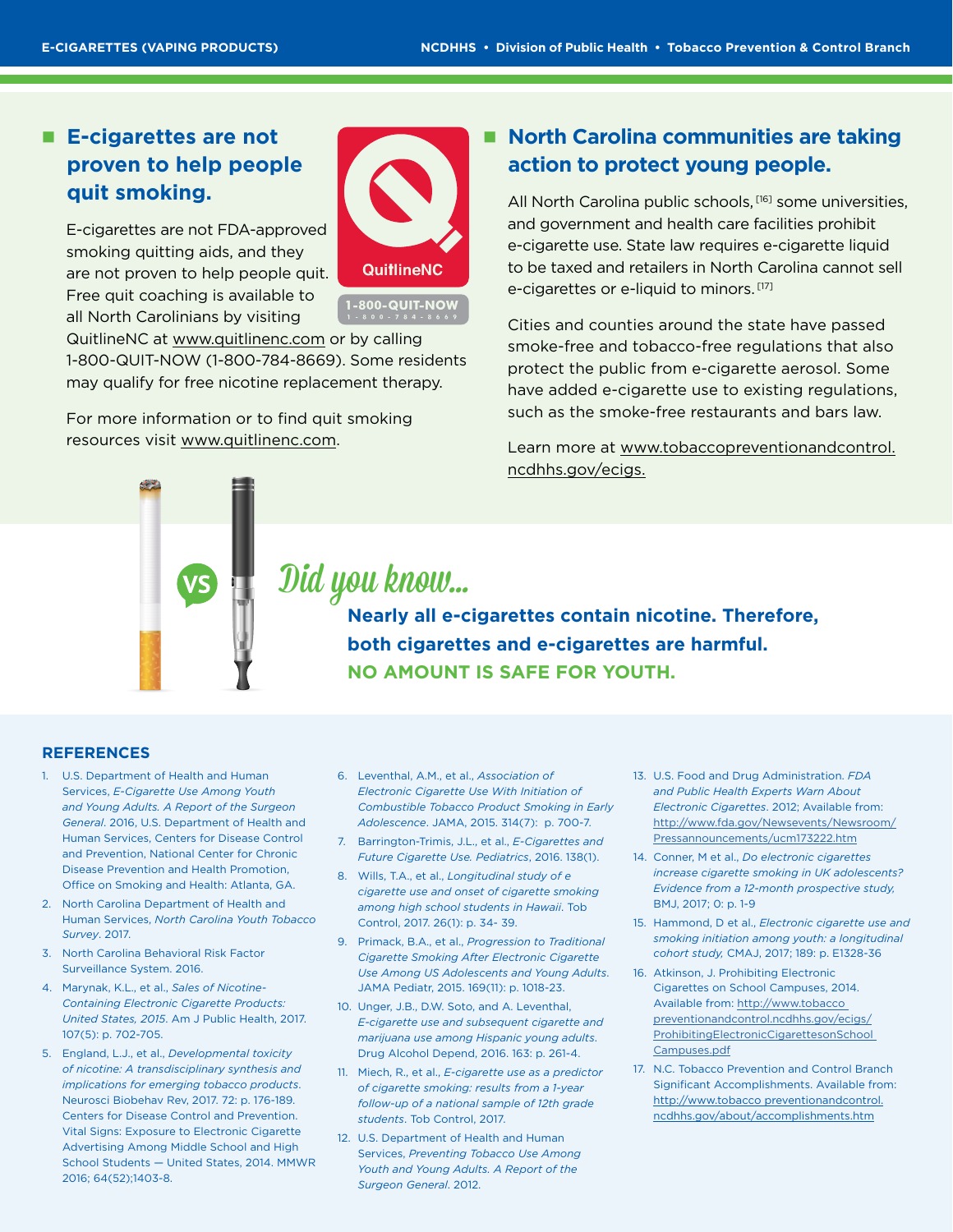## E-cigarettes are not proven to help people quit smoking.

E-cigarettes are not FDA-approved smoking quitting aids, and they are not proven to help people quit. Free quit coaching is available to all North Carolinians by visiting QuitlineNC at www.quitlinenc.com or by calling 1-800-QUIT-NOW (1-800-784-8669). Some residents may qualify for free nicotine replacement therapy.

For more information or to find quit smoking resources visit www.quitlinenc.com.

QuitlineNC

1-800-QUIT-NOW

1-800-784-8669

## North Carolina communities are taking action to protect young people.

All North Carolina public schools, [16] some universities, and government and health care facilities prohibit e-cigarette use. State law requires e-cigarette liquid to be taxed and retailers in North Carolina cannot sell e-cigarettes or e-liquid to minors. [17]

Cities and counties around the state have passed smoke-free and tobacco-free regulations that also protect the public from e-cigarette aerosol. Some have added e-cigarette use to existing regulations, such as the smoke-free restaurants and bars law.

Learn more at www.tobaccopreventionandcontrol.ncdhhs.gov/ecigs.

VS

## Did you know...

**Nearly all e-cigarettes contain nicotine. Therefore, both cigarettes and e-cigarettes are harmful.**

**NO AMOUNT IS SAFE FOR YOUTH.**

## REFERENCES

1. U.S. Department of Health and Human Services, *E-Cigarette Use Among Youth and Young Adults. A Report of the Surgeon General*. 2016, U.S. Department of Health and Human Services, Centers for Disease Control and Prevention, National Center for Chronic Disease Prevention and Health Promotion, Office on Smoking and Health: Atlanta, GA.
2. North Carolina Department of Health and Human Services, *North Carolina Youth Tobacco Survey*. 2017.
3. North Carolina Behavioral Risk Factor Surveillance System. 2016.
4. Marynak, K.L., et al., *Sales of Nicotine-Containing Electronic Cigarette Products: United States, 2015*. Am J Public Health, 2017. 107(5): p. 702-705.
5. England, L.J., et al., *Developmental toxicity of nicotine: A transdisciplinary synthesis and implications for emerging tobacco products*. Neurosci Biobehav Rev, 2017. 72: p. 176-189. Centers for Disease Control and Prevention. Vital Signs: Exposure to Electronic Cigarette Advertising Among Middle School and High School Students — United States, 2014. MMWR 2016; 64(52);1403-8.
6. Leventhal, A.M., et al., *Association of Electronic Cigarette Use With Initiation of Combustible Tobacco Product Smoking in Early Adolescence*. JAMA, 2015. 314(7): p. 700-7.
7. Barrington-Trimis, J.L., et al., *E-Cigarettes and Future Cigarette Use*. *Pediatrics*, 2016. 138(1).
8. Wills, T.A., et al., *Longitudinal study of e cigarette use and onset of cigarette smoking among high school students in Hawaii*. Tob Control, 2017. 26(1): p. 34- 39.
9. Primack, B.A., et al., *Progression to Traditional Cigarette Smoking After Electronic Cigarette Use Among US Adolescents and Young Adults*. JAMA Pediatr, 2015. 169(11): p. 1018-23.
10. Unger, J.B., D.W. Soto, and A. Leventhal, *E-cigarette use and subsequent cigarette and marijuana use among Hispanic young adults*. Drug Alcohol Depend, 2016. 163: p. 261-4.
11. Miech, R., et al., *E-cigarette use as a predictor of cigarette smoking: results from a 1-year follow-up of a national sample of 12th grade students*. Tob Control, 2017.
12. U.S. Department of Health and Human Services, *Preventing Tobacco Use Among Youth and Young Adults. A Report of the Surgeon General*. 2012.
13. U.S. Food and Drug Administration. *FDA and Public Health Experts Warn About Electronic Cigarettes*. 2012; Available from: http://www.fda.gov/Newsevents/Newsroom/Pressannouncements/ucm173222.htm
14. Conner, M et al., *Do electronic cigarettes increase cigarette smoking in UK adolescents? Evidence from a 12-month prospective study*, BMJ, 2017; 0: p. 1-9
15. Hammond, D et al., *Electronic cigarette use and smoking initiation among youth: a longitudinal cohort study*, CMAJ, 2017; 189: p. E1328-36
16. Atkinson, J. Prohibiting Electronic Cigarettes on School Campuses, 2014. Available from: http://www.tobaccopreventionandcontrol.ncdhhs.gov/ecigs/ProhibitingElectronicCigarettesonSchoolCampuses.pdf
17. N.C. Tobacco Prevention and Control Branch Significant Accomplishments. Available from: http://www.tobaccopreventionandcontrol.ncdhhs.gov/about/accomplishments.htm